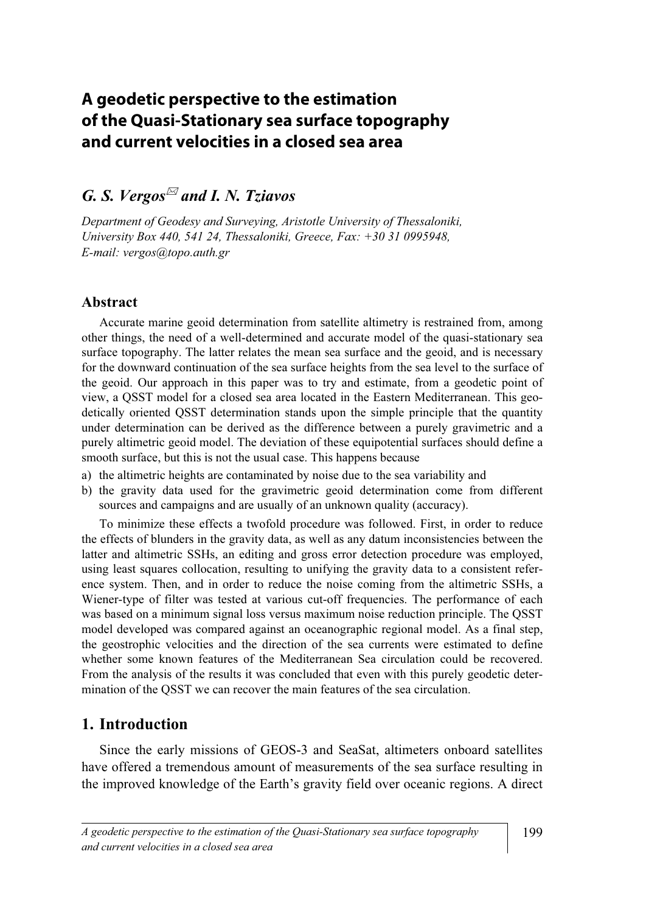# A geodetic perspective to the estimation of the Quasi-Stationary sea surface topography and current velocities in a closed sea area

## *G. S. Vergos* ✉ *and I. N. Tziavos*

*Department of Geodesy and Surveying, Aristotle University of Thessaloniki, University Box 440, 541 24, Thessaloniki, Greece, Fax: +30 31 0995948, E-mail: vergos@topo.auth.gr*

### Abstract

Accurate marine geoid determination from satellite altimetry is restrained from, among other things, the need of a well-determined and accurate model of the quasi-stationary sea surface topography. The latter relates the mean sea surface and the geoid, and is necessary for the downward continuation of the sea surface heights from the sea level to the surface of the geoid. Our approach in this paper was to try and estimate, from a geodetic point of view, a QSST model for a closed sea area located in the Eastern Mediterranean. This geodetically oriented QSST determination stands upon the simple principle that the quantity under determination can be derived as the difference between a purely gravimetric and a purely altimetric geoid model. The deviation of these equipotential surfaces should define a smooth surface, but this is not the usual case. This happens because

a) the altimetric heights are contaminated by noise due to the sea variability and
b) the gravity data used for the gravimetric geoid determination come from different sources and campaigns and are usually of an unknown quality (accuracy).

To minimize these effects a twofold procedure was followed. First, in order to reduce the effects of blunders in the gravity data, as well as any datum inconsistencies between the latter and altimetric SSHs, an editing and gross error detection procedure was employed, using least squares collocation, resulting to unifying the gravity data to a consistent reference system. Then, and in order to reduce the noise coming from the altimetric SSHs, a Wiener-type of filter was tested at various cut-off frequencies. The performance of each was based on a minimum signal loss versus maximum noise reduction principle. The QSST model developed was compared against an oceanographic regional model. As a final step, the geostrophic velocities and the direction of the sea currents were estimated to define whether some known features of the Mediterranean Sea circulation could be recovered. From the analysis of the results it was concluded that even with this purely geodetic determination of the QSST we can recover the main features of the sea circulation.

## 1. Introduction

Since the early missions of GEOS-3 and SeaSat, altimeters onboard satellites have offered a tremendous amount of measurements of the sea surface resulting in the improved knowledge of the Earth's gravity field over oceanic regions. A direct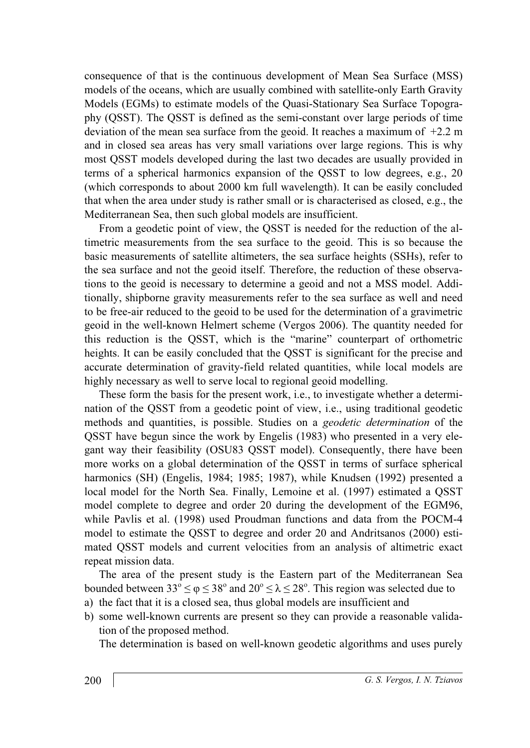consequence of that is the continuous development of Mean Sea Surface (MSS) models of the oceans, which are usually combined with satellite-only Earth Gravity Models (EGMs) to estimate models of the Quasi-Stationary Sea Surface Topography (QSST). The QSST is defined as the semi-constant over large periods of time deviation of the mean sea surface from the geoid. It reaches a maximum of +2.2 m and in closed sea areas has very small variations over large regions. This is why most QSST models developed during the last two decades are usually provided in terms of a spherical harmonics expansion of the QSST to low degrees, e.g., 20 (which corresponds to about 2000 km full wavelength). It can be easily concluded that when the area under study is rather small or is characterised as closed, e.g., the Mediterranean Sea, then such global models are insufficient.

From a geodetic point of view, the QSST is needed for the reduction of the altimetric measurements from the sea surface to the geoid. This is so because the basic measurements of satellite altimeters, the sea surface heights (SSHs), refer to the sea surface and not the geoid itself. Therefore, the reduction of these observations to the geoid is necessary to determine a geoid and not a MSS model. Additionally, shipborne gravity measurements refer to the sea surface as well and need to be free-air reduced to the geoid to be used for the determination of a gravimetric geoid in the well-known Helmert scheme (Vergos 2006). The quantity needed for this reduction is the QSST, which is the "marine" counterpart of orthometric heights. It can be easily concluded that the QSST is significant for the precise and accurate determination of gravity-field related quantities, while local models are highly necessary as well to serve local to regional geoid modelling.

These form the basis for the present work, i.e., to investigate whether a determination of the QSST from a geodetic point of view, i.e., using traditional geodetic methods and quantities, is possible. Studies on a *geodetic determination* of the QSST have begun since the work by Engelis (1983) who presented in a very elegant way their feasibility (OSU83 QSST model). Consequently, there have been more works on a global determination of the QSST in terms of surface spherical harmonics (SH) (Engelis, 1984; 1985; 1987), while Knudsen (1992) presented a local model for the North Sea. Finally, Lemoine et al. (1997) estimated a QSST model complete to degree and order 20 during the development of the EGM96, while Pavlis et al. (1998) used Proudman functions and data from the POCM-4 model to estimate the QSST to degree and order 20 and Andritsanos (2000) estimated QSST models and current velocities from an analysis of altimetric exact repeat mission data.

The area of the present study is the Eastern part of the Mediterranean Sea bounded between $33^{\circ} \leq \varphi \leq 38^{\circ}$ and $20^{\circ} \leq \lambda \leq 28^{\circ}$. This region was selected due to

a) the fact that it is a closed sea, thus global models are insufficient and
b) some well-known currents are present so they can provide a reasonable validation of the proposed method.

The determination is based on well-known geodetic algorithms and uses purely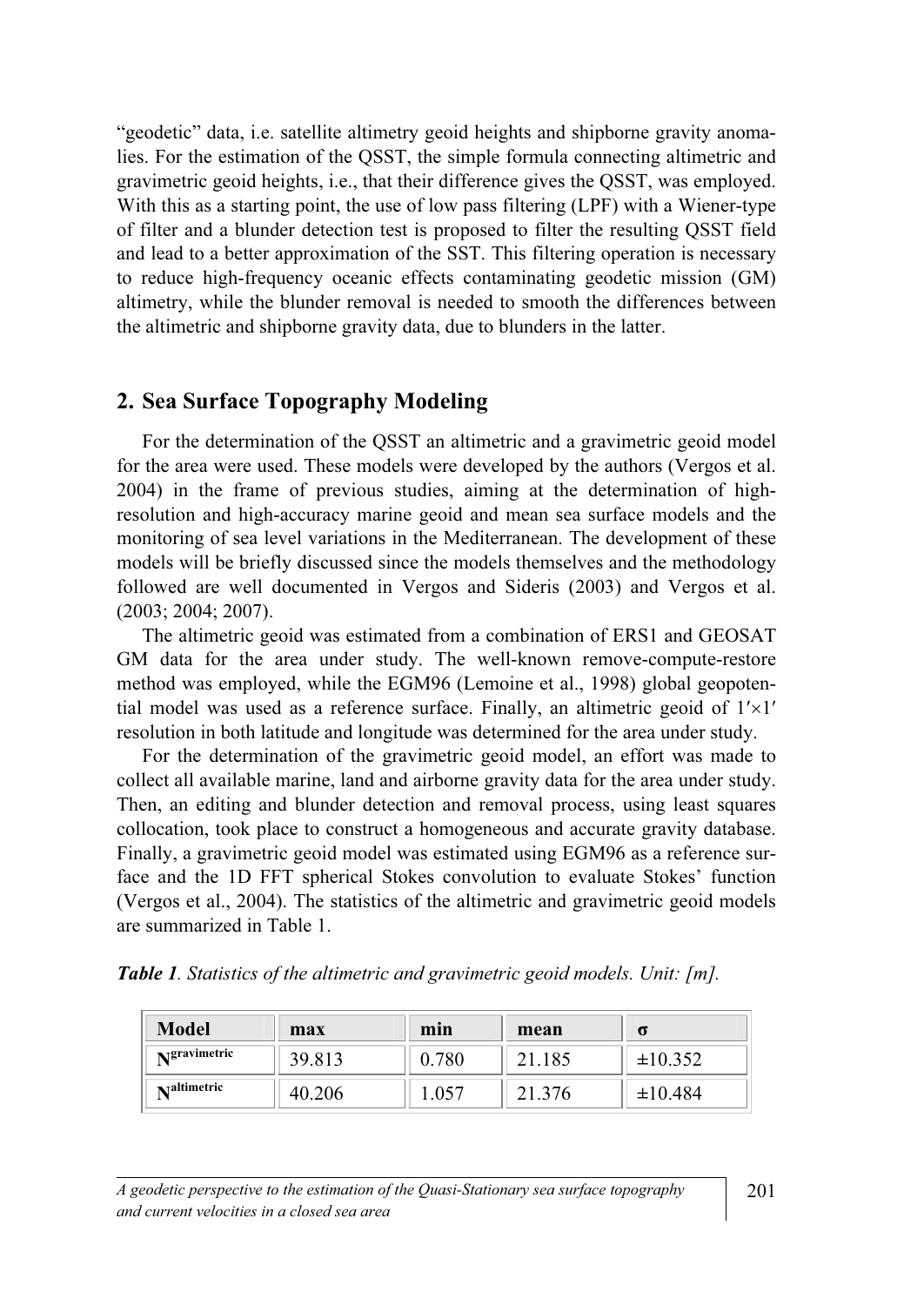"geodetic" data, i.e. satellite altimetry geoid heights and shipborne gravity anomalies. For the estimation of the QSST, the simple formula connecting altimetric and gravimetric geoid heights, i.e., that their difference gives the QSST, was employed. With this as a starting point, the use of low pass filtering (LPF) with a Wiener-type of filter and a blunder detection test is proposed to filter the resulting QSST field and lead to a better approximation of the SST. This filtering operation is necessary to reduce high-frequency oceanic effects contaminating geodetic mission (GM) altimetry, while the blunder removal is needed to smooth the differences between the altimetric and shipborne gravity data, due to blunders in the latter.

## 2. Sea Surface Topography Modeling

For the determination of the QSST an altimetric and a gravimetric geoid model for the area were used. These models were developed by the authors (Vergos et al. 2004) in the frame of previous studies, aiming at the determination of high-resolution and high-accuracy marine geoid and mean sea surface models and the monitoring of sea level variations in the Mediterranean. The development of these models will be briefly discussed since the models themselves and the methodology followed are well documented in Vergos and Sideris (2003) and Vergos et al. (2003; 2004; 2007).

The altimetric geoid was estimated from a combination of ERS1 and GEOSAT GM data for the area under study. The well-known remove-compute-restore method was employed, while the EGM96 (Lemoine et al., 1998) global geopotential model was used as a reference surface. Finally, an altimetric geoid of $1' \times 1'$ resolution in both latitude and longitude was determined for the area under study.

For the determination of the gravimetric geoid model, an effort was made to collect all available marine, land and airborne gravity data for the area under study. Then, an editing and blunder detection and removal process, using least squares collocation, took place to construct a homogeneous and accurate gravity database. Finally, a gravimetric geoid model was estimated using EGM96 as a reference surface and the 1D FFT spherical Stokes convolution to evaluate Stokes' function (Vergos et al., 2004). The statistics of the altimetric and gravimetric geoid models are summarized in Table 1.

***Table 1**. Statistics of the altimetric and gravimetric geoid models. Unit: [m].*

| Model | max | min | mean | σ |
|---|---|---|---|---|
| $N^{gravimetric}$ | 39.813 | 0.780 | 21.185 | ±10.352 |
| $N^{altimetric}$ | 40.206 | 1.057 | 21.376 | ±10.484 |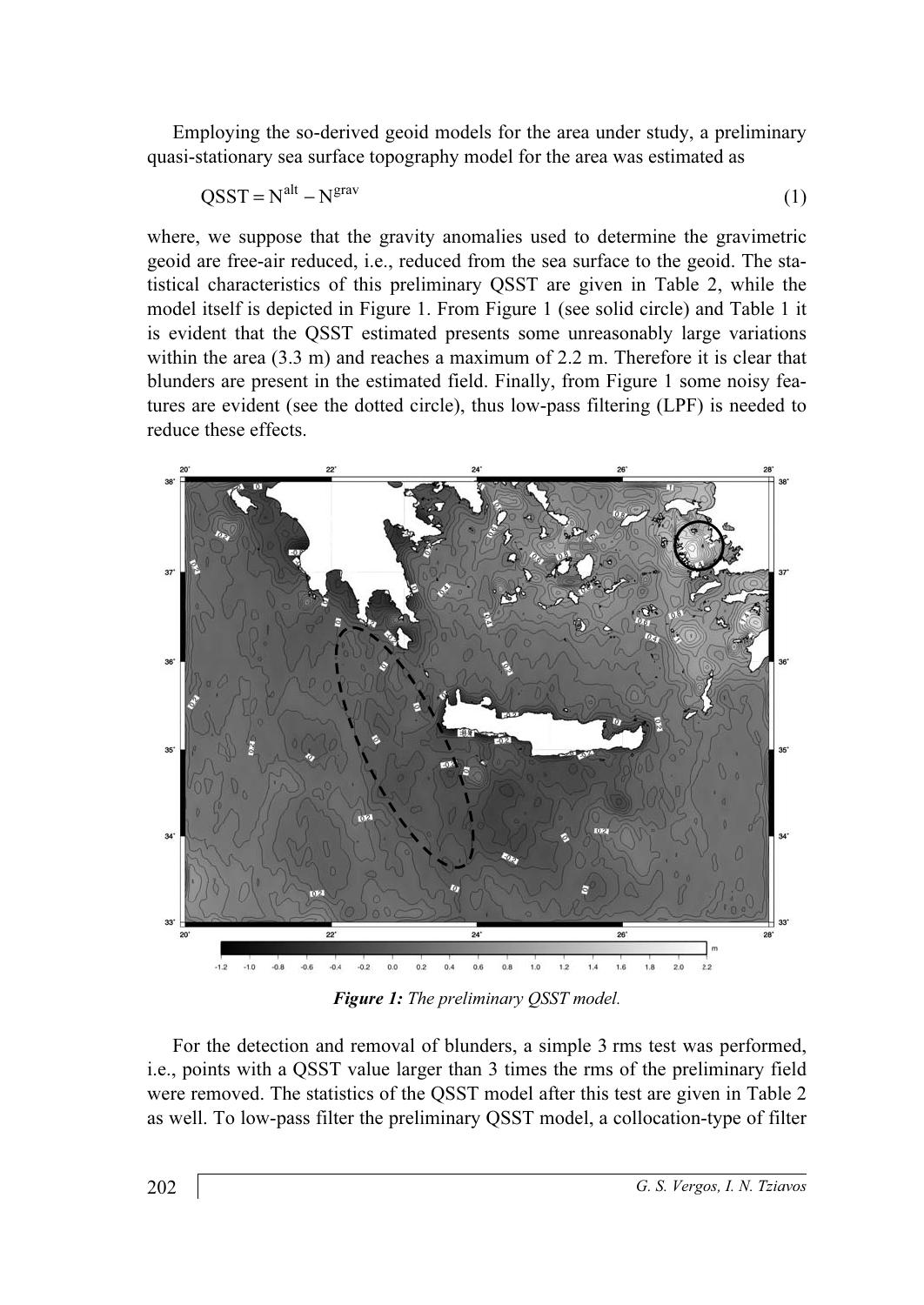Employing the so-derived geoid models for the area under study, a preliminary quasi-stationary sea surface topography model for the area was estimated as

$$\mathrm{QSST} = \mathrm{N}^{\mathrm{alt}} - \mathrm{N}^{\mathrm{grav}} \tag{1}$$

where, we suppose that the gravity anomalies used to determine the gravimetric geoid are free-air reduced, i.e., reduced from the sea surface to the geoid. The statistical characteristics of this preliminary QSST are given in Table 2, while the model itself is depicted in Figure 1. From Figure 1 (see solid circle) and Table 1 it is evident that the QSST estimated presents some unreasonably large variations within the area (3.3 m) and reaches a maximum of 2.2 m. Therefore it is clear that blunders are present in the estimated field. Finally, from Figure 1 some noisy features are evident (see the dotted circle), thus low-pass filtering (LPF) is needed to reduce these effects.

***Figure 1:*** *The preliminary QSST model.*

For the detection and removal of blunders, a simple 3 rms test was performed, i.e., points with a QSST value larger than 3 times the rms of the preliminary field were removed. The statistics of the QSST model after this test are given in Table 2 as well. To low-pass filter the preliminary QSST model, a collocation-type of filter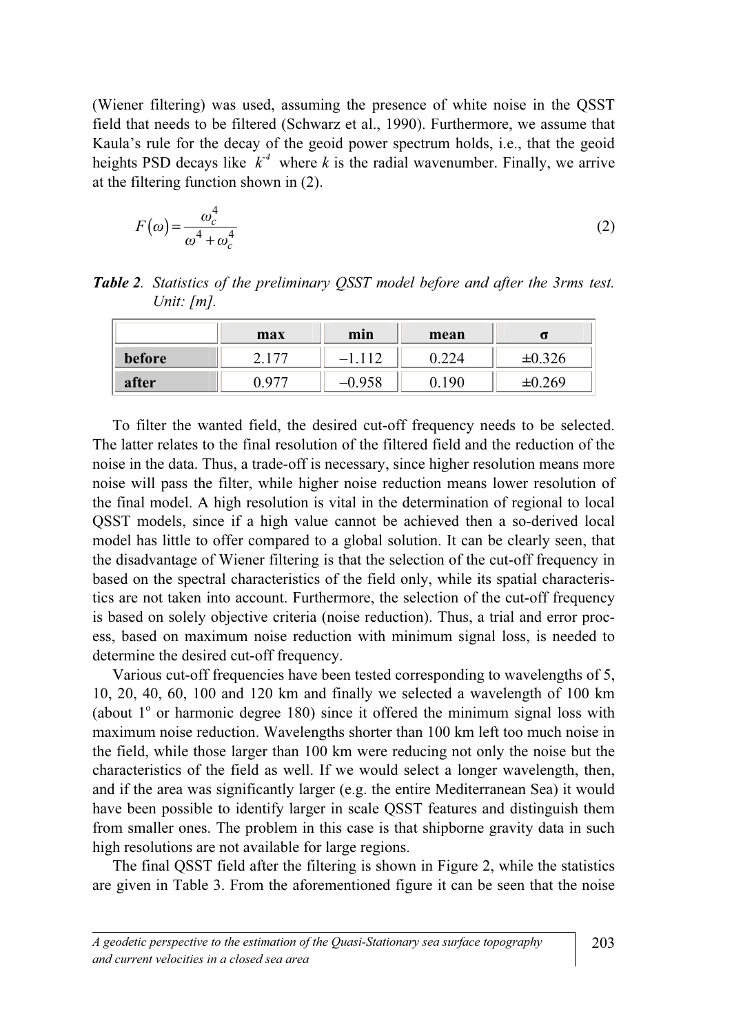(Wiener filtering) was used, assuming the presence of white noise in the QSST field that needs to be filtered (Schwarz et al., 1990). Furthermore, we assume that Kaula's rule for the decay of the geoid power spectrum holds, i.e., that the geoid heights PSD decays like $k^{-4}$ where $k$ is the radial wavenumber. Finally, we arrive at the filtering function shown in (2).

$$F(\omega) = \frac{\omega_c^4}{\omega^4 + \omega_c^4} \tag{2}$$

***Table 2**. Statistics of the preliminary QSST model before and after the 3rms test. Unit: [m].*

| | max | min | mean | σ |
|---|---|---|---|---|
| **before** | 2.177 | –1.112 | 0.224 | ±0.326 |
| **after** | 0.977 | –0.958 | 0.190 | ±0.269 |

To filter the wanted field, the desired cut-off frequency needs to be selected. The latter relates to the final resolution of the filtered field and the reduction of the noise in the data. Thus, a trade-off is necessary, since higher resolution means more noise will pass the filter, while higher noise reduction means lower resolution of the final model. A high resolution is vital in the determination of regional to local QSST models, since if a high value cannot be achieved then a so-derived local model has little to offer compared to a global solution. It can be clearly seen, that the disadvantage of Wiener filtering is that the selection of the cut-off frequency in based on the spectral characteristics of the field only, while its spatial characteristics are not taken into account. Furthermore, the selection of the cut-off frequency is based on solely objective criteria (noise reduction). Thus, a trial and error process, based on maximum noise reduction with minimum signal loss, is needed to determine the desired cut-off frequency.

Various cut-off frequencies have been tested corresponding to wavelengths of 5, 10, 20, 40, 60, 100 and 120 km and finally we selected a wavelength of 100 km (about 1° or harmonic degree 180) since it offered the minimum signal loss with maximum noise reduction. Wavelengths shorter than 100 km left too much noise in the field, while those larger than 100 km were reducing not only the noise but the characteristics of the field as well. If we would select a longer wavelength, then, and if the area was significantly larger (e.g. the entire Mediterranean Sea) it would have been possible to identify larger in scale QSST features and distinguish them from smaller ones. The problem in this case is that shipborne gravity data in such high resolutions are not available for large regions.

The final QSST field after the filtering is shown in Figure 2, while the statistics are given in Table 3. From the aforementioned figure it can be seen that the noise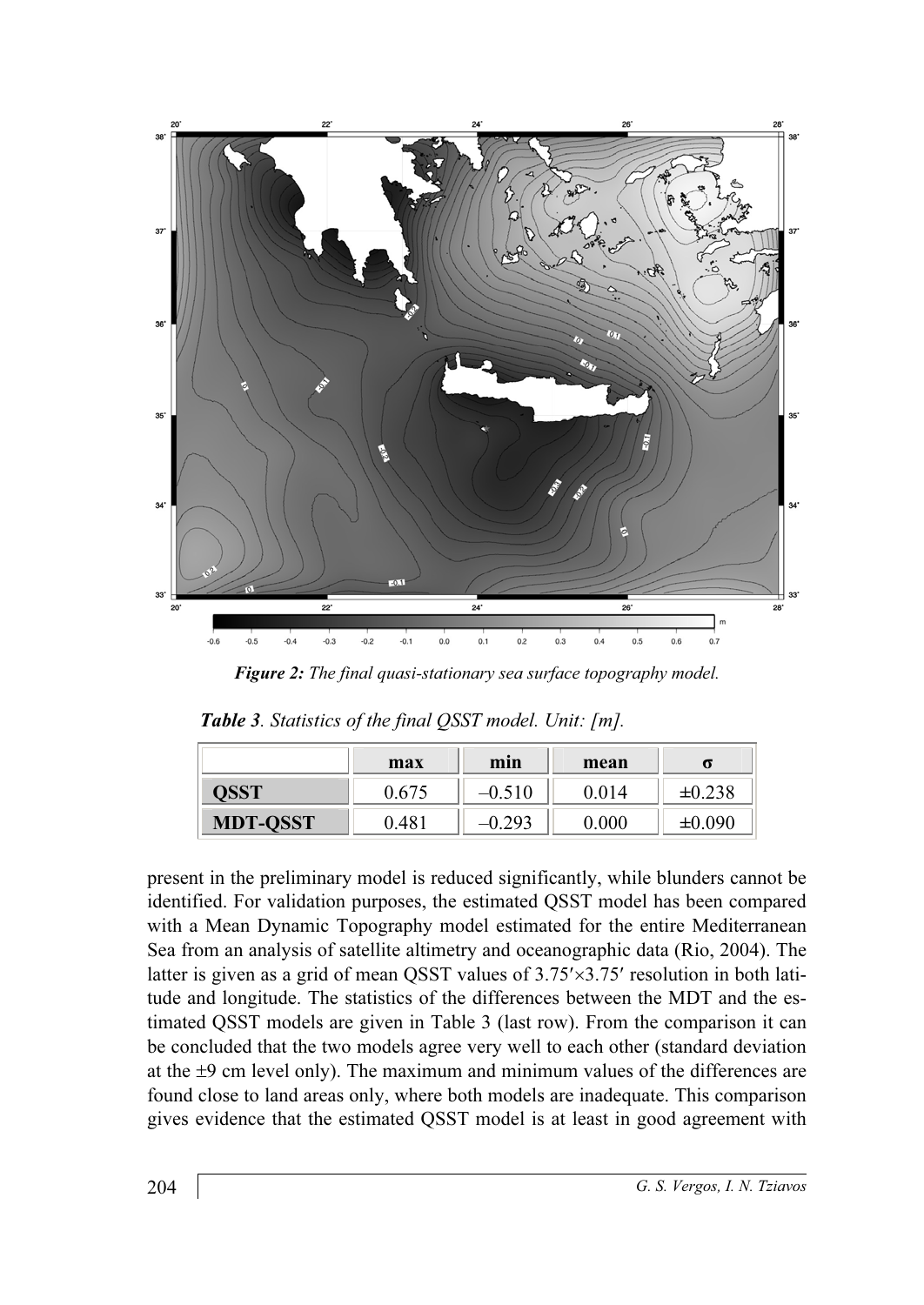*Figure 2: The final quasi-stationary sea surface topography model.*

***Table 3**. Statistics of the final QSST model. Unit: [m].*

| | max | min | mean | σ |
|---|---|---|---|---|
| **QSST** | 0.675 | –0.510 | 0.014 | ±0.238 |
| **MDT-QSST** | 0.481 | –0.293 | 0.000 | ±0.090 |

present in the preliminary model is reduced significantly, while blunders cannot be identified. For validation purposes, the estimated QSST model has been compared with a Mean Dynamic Topography model estimated for the entire Mediterranean Sea from an analysis of satellite altimetry and oceanographic data (Rio, 2004). The latter is given as a grid of mean QSST values of 3.75′×3.75′ resolution in both latitude and longitude. The statistics of the differences between the MDT and the estimated QSST models are given in Table 3 (last row). From the comparison it can be concluded that the two models agree very well to each other (standard deviation at the ±9 cm level only). The maximum and minimum values of the differences are found close to land areas only, where both models are inadequate. This comparison gives evidence that the estimated QSST model is at least in good agreement with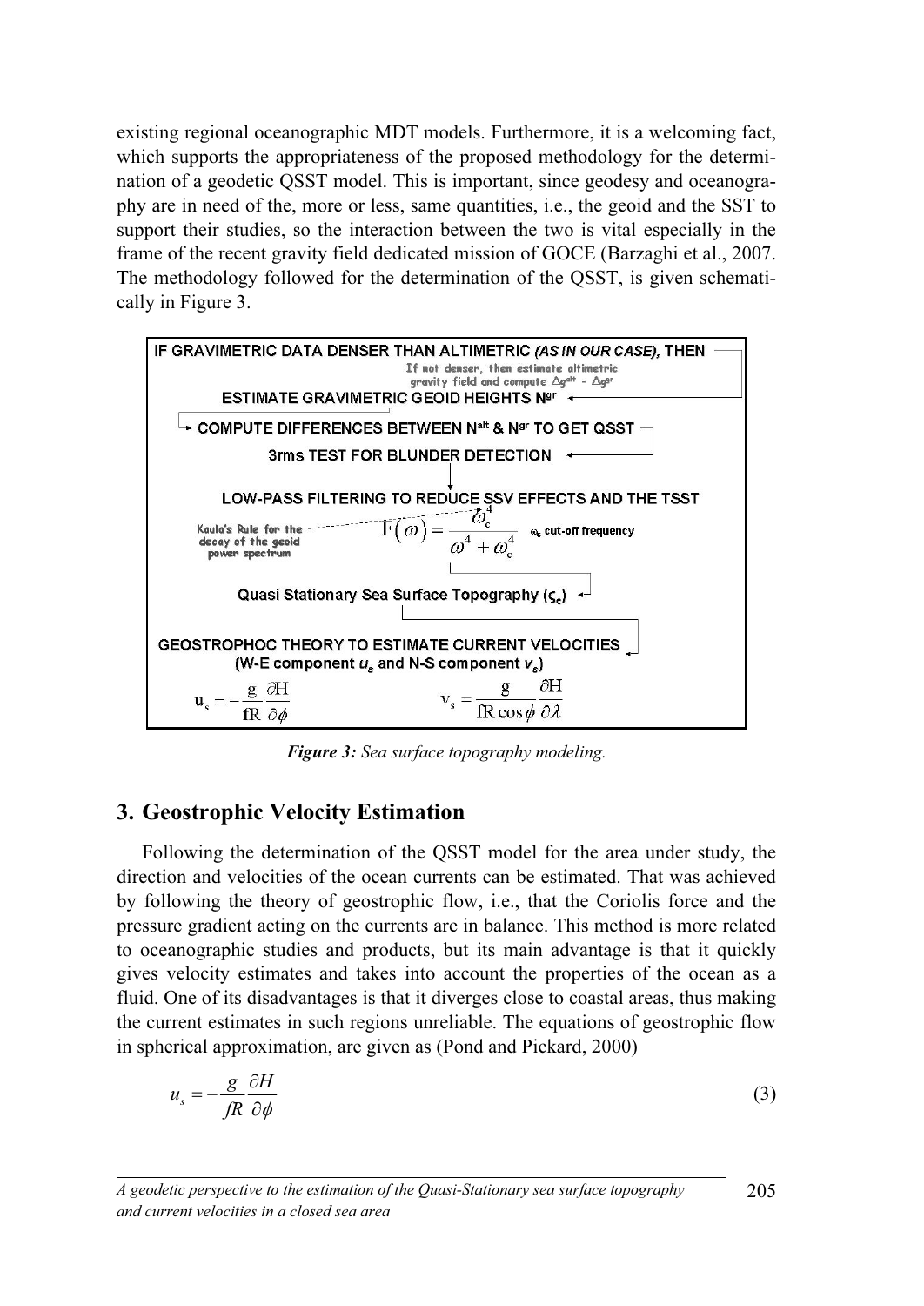existing regional oceanographic MDT models. Furthermore, it is a welcoming fact, which supports the appropriateness of the proposed methodology for the determination of a geodetic QSST model. This is important, since geodesy and oceanography are in need of the, more or less, same quantities, i.e., the geoid and the SST to support their studies, so the interaction between the two is vital especially in the frame of the recent gravity field dedicated mission of GOCE (Barzaghi et al., 2007. The methodology followed for the determination of the QSST, is given schematically in Figure 3.

IF GRAVIMETRIC DATA DENSER THAN ALTIMETRIC *(AS IN OUR CASE)*, THEN

If not denser, then estimate altimetric gravity field and compute $\Delta g^{alt} - \Delta g^{gr}$

ESTIMATE GRAVIMETRIC GEOID HEIGHTS $N^{gr}$

COMPUTE DIFFERENCES BETWEEN $N^{alt}$ & $N^{gr}$ TO GET QSST

3rms TEST FOR BLUNDER DETECTION

LOW-PASS FILTERING TO REDUCE SSV EFFECTS AND THE TSST

Kaula's Rule for the decay of the geoid power spectrum

$$F(\omega) = \frac{\omega_c^4}{\omega^4 + \omega_c^4}$$

$\omega_c$ cut-off frequency

Quasi Stationary Sea Surface Topography ($\varsigma_c$)

GEOSTROPHOC THEORY TO ESTIMATE CURRENT VELOCITIES (W-E component $u_s$ and N-S component $v_s$)

$$u_s = -\frac{g}{fR}\frac{\partial H}{\partial \phi} \qquad v_s = \frac{g}{fR\cos\phi}\frac{\partial H}{\partial \lambda}$$

***Figure 3:*** *Sea surface topography modeling.*

## 3. Geostrophic Velocity Estimation

Following the determination of the QSST model for the area under study, the direction and velocities of the ocean currents can be estimated. That was achieved by following the theory of geostrophic flow, i.e., that the Coriolis force and the pressure gradient acting on the currents are in balance. This method is more related to oceanographic studies and products, but its main advantage is that it quickly gives velocity estimates and takes into account the properties of the ocean as a fluid. One of its disadvantages is that it diverges close to coastal areas, thus making the current estimates in such regions unreliable. The equations of geostrophic flow in spherical approximation, are given as (Pond and Pickard, 2000)

$$u_s = -\frac{g}{fR}\frac{\partial H}{\partial \phi} \tag{3}$$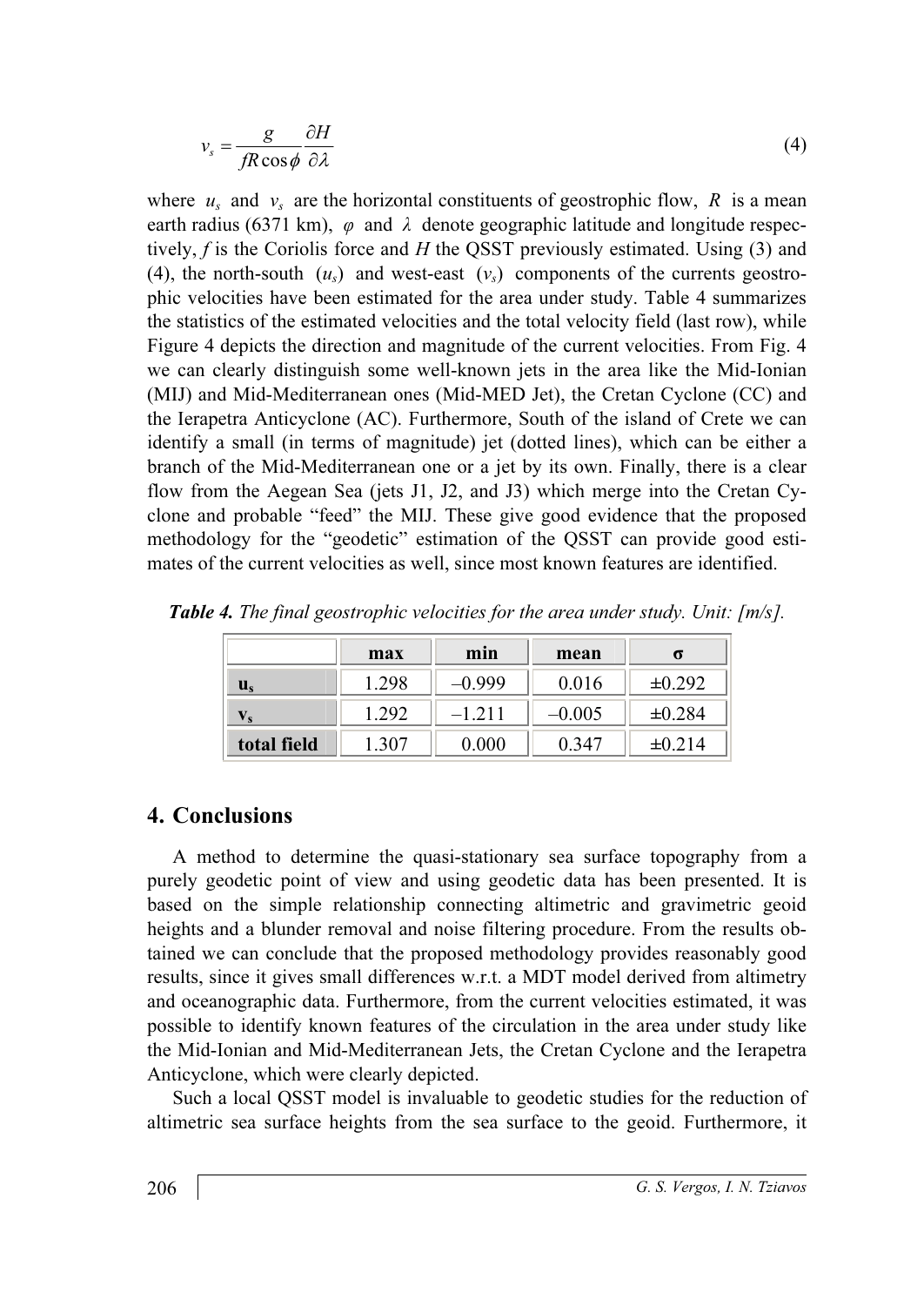$$v_s = \frac{g}{fR\cos\phi} \frac{\partial H}{\partial \lambda} \tag{4}$$

where $u_s$ and $v_s$ are the horizontal constituents of geostrophic flow, $R$ is a mean earth radius (6371 km), $\varphi$ and $\lambda$ denote geographic latitude and longitude respectively, $f$ is the Coriolis force and $H$ the QSST previously estimated. Using (3) and (4), the north-south ($u_s$) and west-east ($v_s$) components of the currents geostrophic velocities have been estimated for the area under study. Table 4 summarizes the statistics of the estimated velocities and the total velocity field (last row), while Figure 4 depicts the direction and magnitude of the current velocities. From Fig. 4 we can clearly distinguish some well-known jets in the area like the Mid-Ionian (MIJ) and Mid-Mediterranean ones (Mid-MED Jet), the Cretan Cyclone (CC) and the Ierapetra Anticyclone (AC). Furthermore, South of the island of Crete we can identify a small (in terms of magnitude) jet (dotted lines), which can be either a branch of the Mid-Mediterranean one or a jet by its own. Finally, there is a clear flow from the Aegean Sea (jets J1, J2, and J3) which merge into the Cretan Cyclone and probable "feed" the MIJ. These give good evidence that the proposed methodology for the "geodetic" estimation of the QSST can provide good estimates of the current velocities as well, since most known features are identified.

***Table 4.*** *The final geostrophic velocities for the area under study. Unit: [m/s].*

| | max | min | mean | σ |
|---|---|---|---|---|
| **$u_s$** | 1.298 | –0.999 | 0.016 | ±0.292 |
| **$v_s$** | 1.292 | –1.211 | –0.005 | ±0.284 |
| **total field** | 1.307 | 0.000 | 0.347 | ±0.214 |

## 4. Conclusions

A method to determine the quasi-stationary sea surface topography from a purely geodetic point of view and using geodetic data has been presented. It is based on the simple relationship connecting altimetric and gravimetric geoid heights and a blunder removal and noise filtering procedure. From the results obtained we can conclude that the proposed methodology provides reasonably good results, since it gives small differences w.r.t. a MDT model derived from altimetry and oceanographic data. Furthermore, from the current velocities estimated, it was possible to identify known features of the circulation in the area under study like the Mid-Ionian and Mid-Mediterranean Jets, the Cretan Cyclone and the Ierapetra Anticyclone, which were clearly depicted.

Such a local QSST model is invaluable to geodetic studies for the reduction of altimetric sea surface heights from the sea surface to the geoid. Furthermore, it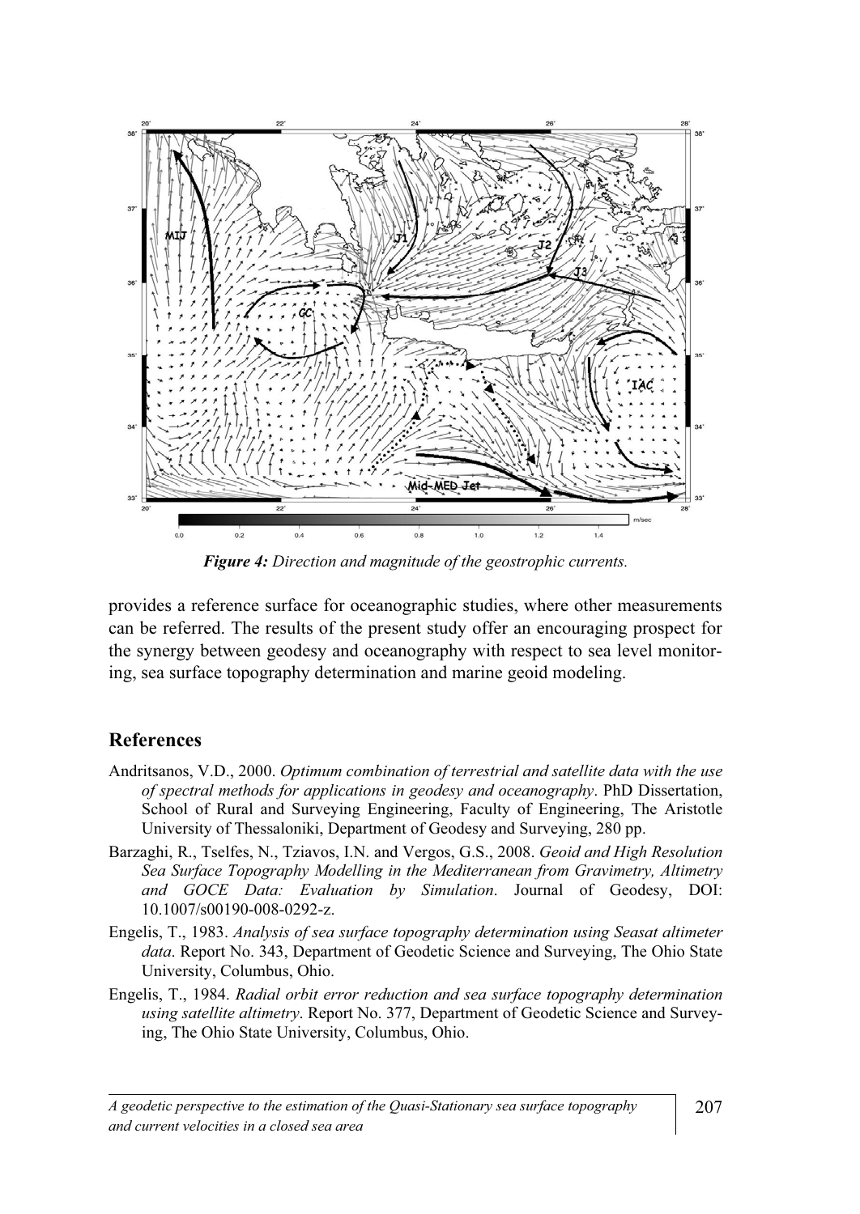*Figure 4: Direction and magnitude of the geostrophic currents.*

provides a reference surface for oceanographic studies, where other measurements can be referred. The results of the present study offer an encouraging prospect for the synergy between geodesy and oceanography with respect to sea level monitoring, sea surface topography determination and marine geoid modeling.

## References

Andritsanos, V.D., 2000. *Optimum combination of terrestrial and satellite data with the use of spectral methods for applications in geodesy and oceanography*. PhD Dissertation, School of Rural and Surveying Engineering, Faculty of Engineering, The Aristotle University of Thessaloniki, Department of Geodesy and Surveying, 280 pp.

Barzaghi, R., Tselfes, N., Tziavos, I.N. and Vergos, G.S., 2008. *Geoid and High Resolution Sea Surface Topography Modelling in the Mediterranean from Gravimetry, Altimetry and GOCE Data: Evaluation by Simulation*. Journal of Geodesy, DOI: 10.1007/s00190-008-0292-z.

Engelis, T., 1983. *Analysis of sea surface topography determination using Seasat altimeter data*. Report No. 343, Department of Geodetic Science and Surveying, The Ohio State University, Columbus, Ohio.

Engelis, T., 1984. *Radial orbit error reduction and sea surface topography determination using satellite altimetry*. Report No. 377, Department of Geodetic Science and Surveying, The Ohio State University, Columbus, Ohio.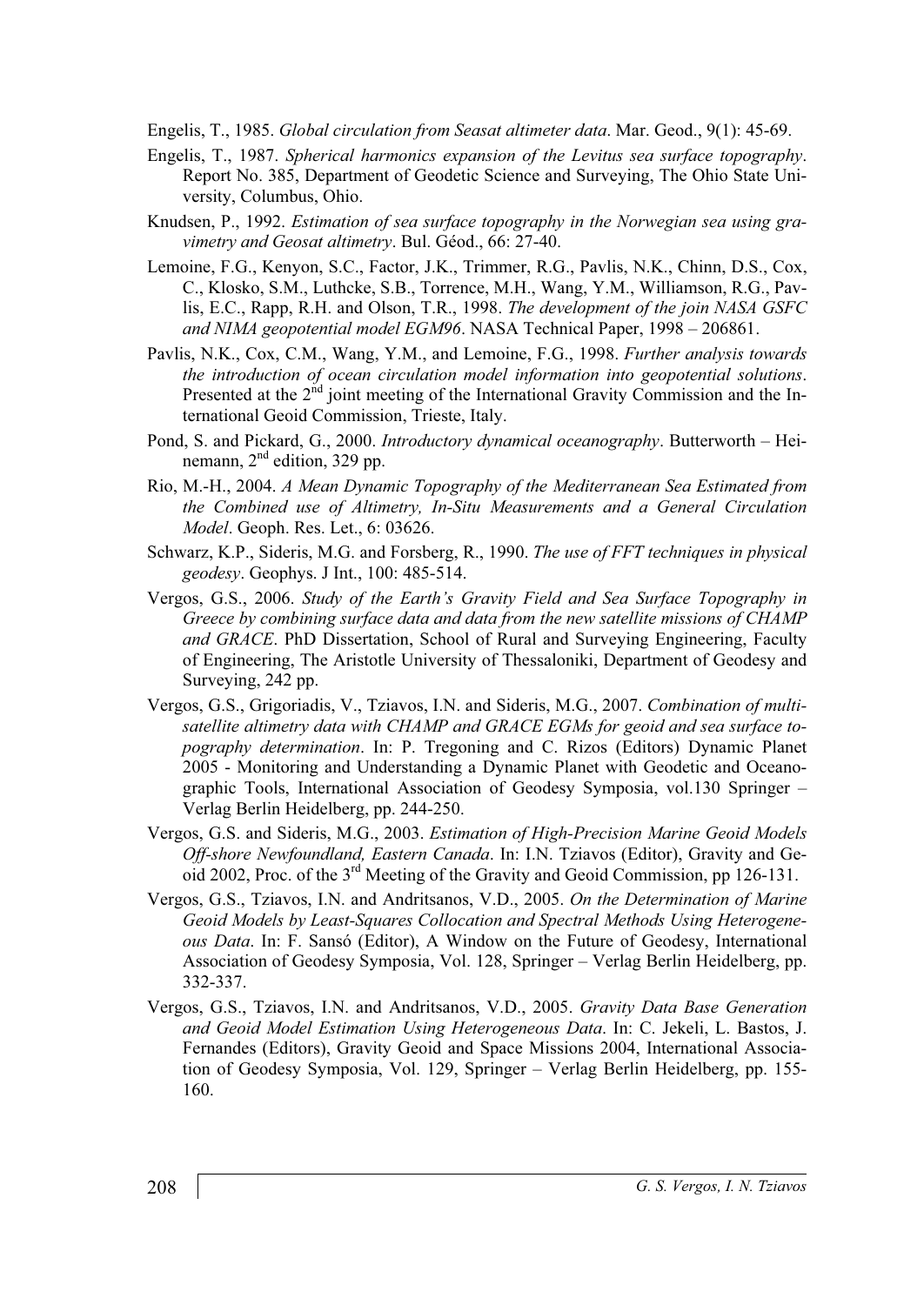Engelis, T., 1985. *Global circulation from Seasat altimeter data*. Mar. Geod., 9(1): 45-69.

Engelis, T., 1987. *Spherical harmonics expansion of the Levitus sea surface topography*. Report No. 385, Department of Geodetic Science and Surveying, The Ohio State University, Columbus, Ohio.

Knudsen, P., 1992. *Estimation of sea surface topography in the Norwegian sea using gravimetry and Geosat altimetry*. Bul. Géod., 66: 27-40.

Lemoine, F.G., Kenyon, S.C., Factor, J.K., Trimmer, R.G., Pavlis, N.K., Chinn, D.S., Cox, C., Klosko, S.M., Luthcke, S.B., Torrence, M.H., Wang, Y.M., Williamson, R.G., Pavlis, E.C., Rapp, R.H. and Olson, T.R., 1998. *The development of the join NASA GSFC and NIMA geopotential model EGM96*. NASA Technical Paper, 1998 – 206861.

Pavlis, N.K., Cox, C.M., Wang, Y.M., and Lemoine, F.G., 1998. *Further analysis towards the introduction of ocean circulation model information into geopotential solutions*. Presented at the 2nd joint meeting of the International Gravity Commission and the International Geoid Commission, Trieste, Italy.

Pond, S. and Pickard, G., 2000. *Introductory dynamical oceanography*. Butterworth – Heinemann, 2nd edition, 329 pp.

Rio, M.-H., 2004. *A Mean Dynamic Topography of the Mediterranean Sea Estimated from the Combined use of Altimetry, In-Situ Measurements and a General Circulation Model*. Geoph. Res. Let., 6: 03626.

Schwarz, K.P., Sideris, M.G. and Forsberg, R., 1990. *The use of FFT techniques in physical geodesy*. Geophys. J Int., 100: 485-514.

Vergos, G.S., 2006. *Study of the Earth's Gravity Field and Sea Surface Topography in Greece by combining surface data and data from the new satellite missions of CHAMP and GRACE*. PhD Dissertation, School of Rural and Surveying Engineering, Faculty of Engineering, The Aristotle University of Thessaloniki, Department of Geodesy and Surveying, 242 pp.

Vergos, G.S., Grigoriadis, V., Tziavos, I.N. and Sideris, M.G., 2007. *Combination of multi-satellite altimetry data with CHAMP and GRACE EGMs for geoid and sea surface topography determination*. In: P. Tregoning and C. Rizos (Editors) Dynamic Planet 2005 - Monitoring and Understanding a Dynamic Planet with Geodetic and Oceanographic Tools, International Association of Geodesy Symposia, vol.130 Springer – Verlag Berlin Heidelberg, pp. 244-250.

Vergos, G.S. and Sideris, M.G., 2003. *Estimation of High-Precision Marine Geoid Models Off-shore Newfoundland, Eastern Canada*. In: I.N. Tziavos (Editor), Gravity and Geoid 2002, Proc. of the 3rd Meeting of the Gravity and Geoid Commission, pp 126-131.

Vergos, G.S., Tziavos, I.N. and Andritsanos, V.D., 2005. *On the Determination of Marine Geoid Models by Least-Squares Collocation and Spectral Methods Using Heterogeneous Data*. In: F. Sansó (Editor), A Window on the Future of Geodesy, International Association of Geodesy Symposia, Vol. 128, Springer – Verlag Berlin Heidelberg, pp. 332-337.

Vergos, G.S., Tziavos, I.N. and Andritsanos, V.D., 2005. *Gravity Data Base Generation and Geoid Model Estimation Using Heterogeneous Data*. In: C. Jekeli, L. Bastos, J. Fernandes (Editors), Gravity Geoid and Space Missions 2004, International Association of Geodesy Symposia, Vol. 129, Springer – Verlag Berlin Heidelberg, pp. 155-160.